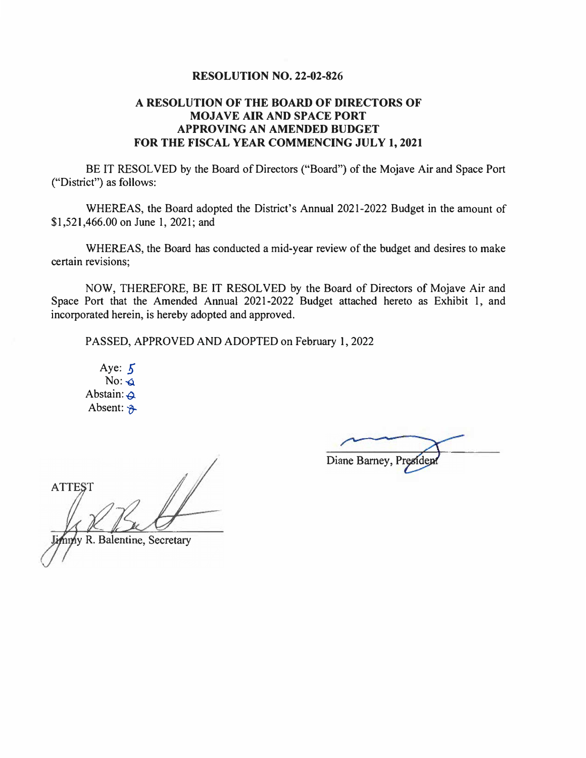**RESOLUTION NO. 22-02-826**

**A RESOLUTION OF THE BOARD OF DIRECTORS OF MOJAVE AIR AND SPACE PORT APPROVING AN AMENDED BUDGET FOR THE FISCAL YEAR COMMENCING JULY 1, 2021**

BE IT RESOLVED by the Board of Directors ("Board") of the Mojave Air and Space Port ("District") as follows:

WHEREAS, the Board adopted the District's Annual 2021-2022 Budget in the amount of $1,521,466.00 on June 1, 2021; and

WHEREAS, the Board has conducted a mid-year review of the budget and desires to make certain revisions;

NOW, THEREFORE, BE IT RESOLVED by the Board of Directors of Mojave Air and Space Port that the Amended Annual 2021-2022 Budget attached hereto as Exhibit 1, and incorporated herein, is hereby adopted and approved.

PASSED, APPROVED AND ADOPTED on February 1, 2022

Aye: 5
No: 0
Abstain: 0
Absent: 2

Diane Barney, President

ATTEST

Jimmy R. Balentine, Secretary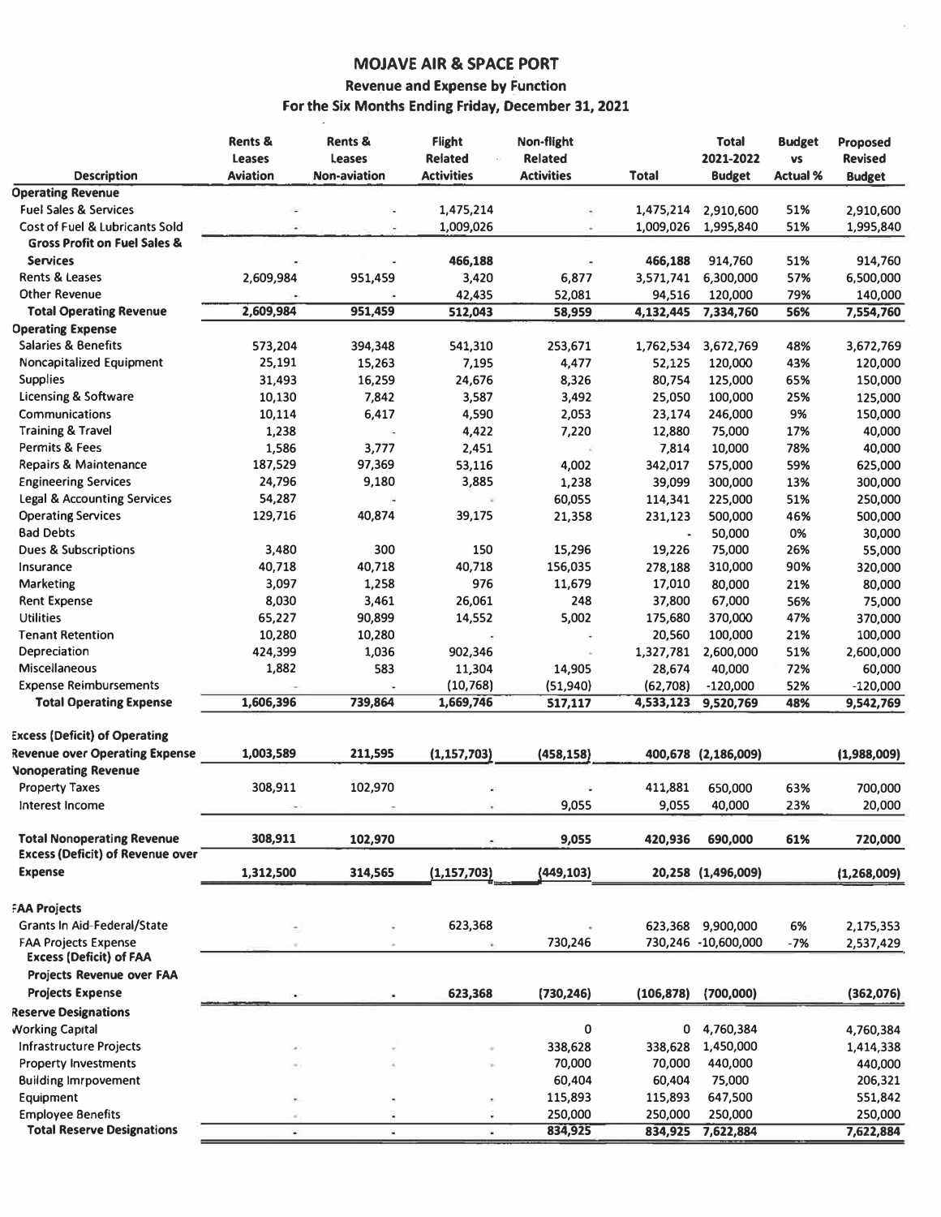# MOJAVE AIR & SPACE PORT

## Revenue and Expense by Function

### For the Six Months Ending Friday, December 31, 2021

| Description | Rents & Leases Aviation | Rents & Leases Non-aviation | Flight Related Activities | Non-flight Related Activities | Total | Total 2021-2022 Budget | Budget vs Actual % | Proposed Revised Budget |
|---|---|---|---|---|---|---|---|---|
| **Operating Revenue** | | | | | | | | |
| Fuel Sales & Services | - | - | 1,475,214 | - | 1,475,214 | 2,910,600 | 51% | 2,910,600 |
| Cost of Fuel & Lubricants Sold | - | - | 1,009,026 | - | 1,009,026 | 1,995,840 | 51% | 1,995,840 |
| **Gross Profit on Fuel Sales & Services** | - | - | **466,188** | - | **466,188** | **914,760** | **51%** | **914,760** |
| Rents & Leases | 2,609,984 | 951,459 | 3,420 | 6,877 | 3,571,741 | 6,300,000 | 57% | 6,500,000 |
| Other Revenue | - | - | 42,435 | 52,081 | 94,516 | 120,000 | 79% | 140,000 |
| **Total Operating Revenue** | **2,609,984** | **951,459** | **512,043** | **58,959** | **4,132,445** | **7,334,760** | **56%** | **7,554,760** |
| **Operating Expense** | | | | | | | | |
| Salaries & Benefits | 573,204 | 394,348 | 541,310 | 253,671 | 1,762,534 | 3,672,769 | 48% | 3,672,769 |
| Noncapitalized Equipment | 25,191 | 15,263 | 7,195 | 4,477 | 52,125 | 120,000 | 43% | 120,000 |
| Supplies | 31,493 | 16,259 | 24,676 | 8,326 | 80,754 | 125,000 | 65% | 150,000 |
| Licensing & Software | 10,130 | 7,842 | 3,587 | 3,492 | 25,050 | 100,000 | 25% | 125,000 |
| Communications | 10,114 | 6,417 | 4,590 | 2,053 | 23,174 | 246,000 | 9% | 150,000 |
| Training & Travel | 1,238 | - | 4,422 | 7,220 | 12,880 | 75,000 | 17% | 40,000 |
| Permits & Fees | 1,586 | 3,777 | 2,451 | - | 7,814 | 10,000 | 78% | 40,000 |
| Repairs & Maintenance | 187,529 | 97,369 | 53,116 | 4,002 | 342,017 | 575,000 | 59% | 625,000 |
| Engineering Services | 24,796 | 9,180 | 3,885 | 1,238 | 39,099 | 300,000 | 13% | 300,000 |
| Legal & Accounting Services | 54,287 | - | - | 60,055 | 114,341 | 225,000 | 51% | 250,000 |
| Operating Services | 129,716 | 40,874 | 39,175 | 21,358 | 231,123 | 500,000 | 46% | 500,000 |
| Bad Debts | | | | | - | 50,000 | 0% | 30,000 |
| Dues & Subscriptions | 3,480 | 300 | 150 | 15,296 | 19,226 | 75,000 | 26% | 55,000 |
| Insurance | 40,718 | 40,718 | 40,718 | 156,035 | 278,188 | 310,000 | 90% | 320,000 |
| Marketing | 3,097 | 1,258 | 976 | 11,679 | 17,010 | 80,000 | 21% | 80,000 |
| Rent Expense | 8,030 | 3,461 | 26,061 | 248 | 37,800 | 67,000 | 56% | 75,000 |
| Utilities | 65,227 | 90,899 | 14,552 | 5,002 | 175,680 | 370,000 | 47% | 370,000 |
| Tenant Retention | 10,280 | 10,280 | - | - | 20,560 | 100,000 | 21% | 100,000 |
| Depreciation | 424,399 | 1,036 | 902,346 | - | 1,327,781 | 2,600,000 | 51% | 2,600,000 |
| Miscellaneous | 1,882 | 583 | 11,304 | 14,905 | 28,674 | 40,000 | 72% | 60,000 |
| Expense Reimbursements | - | - | (10,768) | (51,940) | (62,708) | -120,000 | 52% | -120,000 |
| **Total Operating Expense** | **1,606,396** | **739,864** | **1,669,746** | **517,117** | **4,533,123** | **9,520,769** | **48%** | **9,542,769** |
| **Excess (Deficit) of Operating Revenue over Operating Expense** | **1,003,589** | **211,595** | **(1,157,703)** | **(458,158)** | **400,678** | **(2,186,009)** | | **(1,988,009)** |
| **Nonoperating Revenue** | | | | | | | | |
| Property Taxes | 308,911 | 102,970 | - | - | 411,881 | 650,000 | 63% | 700,000 |
| Interest Income | - | - | - | 9,055 | 9,055 | 40,000 | 23% | 20,000 |
| **Total Nonoperating Revenue** | **308,911** | **102,970** | - | **9,055** | **420,936** | **690,000** | **61%** | **720,000** |
| **Excess (Deficit) of Revenue over Expense** | **1,312,500** | **314,565** | **(1,157,703)** | **(449,103)** | **20,258** | **(1,496,009)** | | **(1,268,009)** |
| **FAA Projects** | | | | | | | | |
| Grants In Aid-Federal/State | - | - | 623,368 | - | 623,368 | 9,900,000 | 6% | 2,175,353 |
| FAA Projects Expense | - | - | - | 730,246 | 730,246 | -10,600,000 | -7% | 2,537,429 |
| **Excess (Deficit) of FAA Projects Revenue over FAA Projects Expense** | - | - | **623,368** | **(730,246)** | **(106,878)** | **(700,000)** | | **(362,076)** |
| **Reserve Designations** | | | | | | | | |
| Working Capital | | | | 0 | 0 | 4,760,384 | | 4,760,384 |
| Infrastructure Projects | - | - | - | 338,628 | 338,628 | 1,450,000 | | 1,414,338 |
| Property Investments | - | - | - | 70,000 | 70,000 | 440,000 | | 440,000 |
| Building Imrpovement | | | | 60,404 | 60,404 | 75,000 | | 206,321 |
| Equipment | - | - | - | 115,893 | 115,893 | 647,500 | | 551,842 |
| Employee Benefits | - | - | - | 250,000 | 250,000 | 250,000 | | 250,000 |
| **Total Reserve Designations** | - | - | - | **834,925** | **834,925** | **7,622,884** | | **7,622,884** |